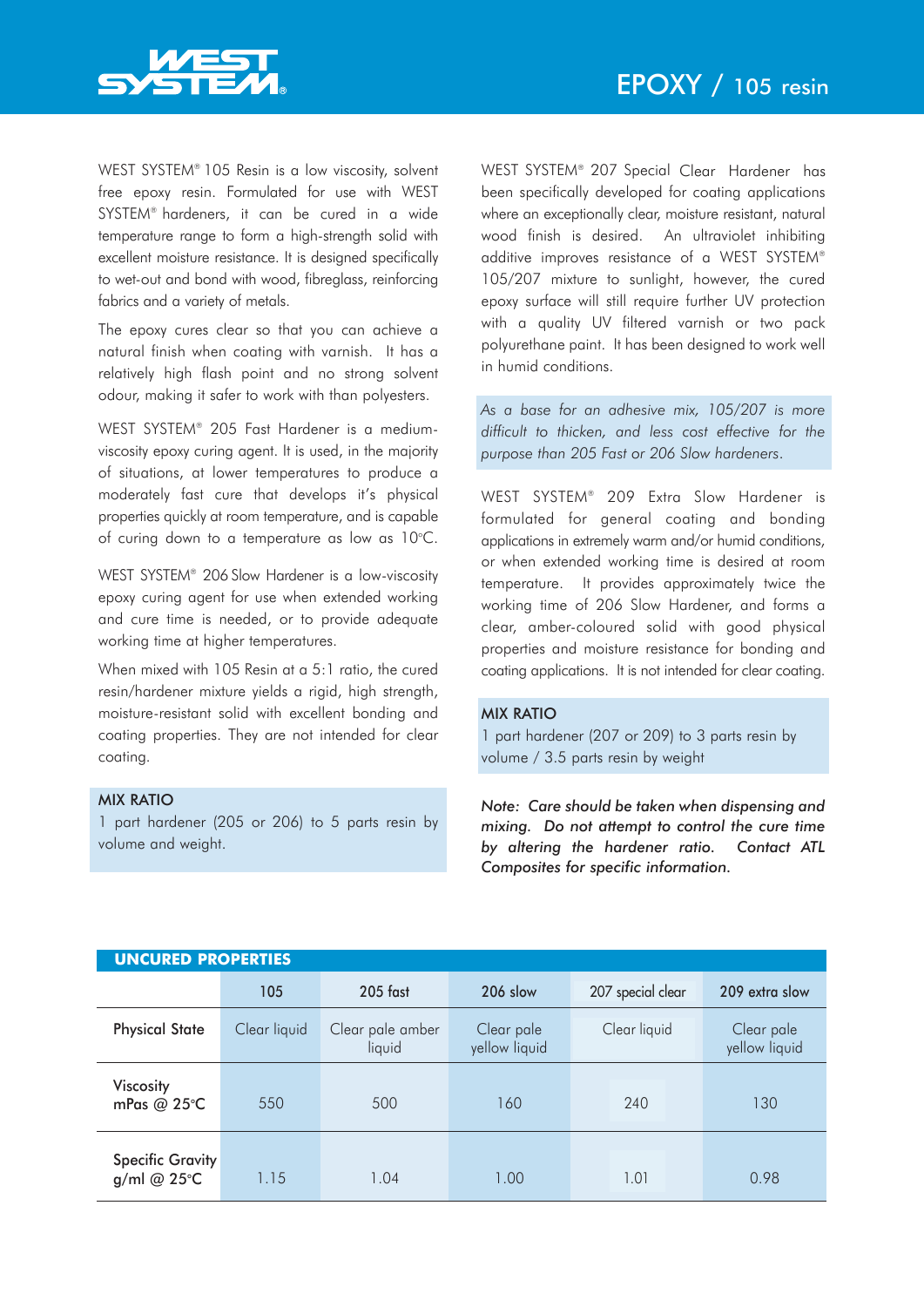# EPOXY / 105 resin

WEST SYSTEM® 105 Resin is a low viscosity, solvent free epoxy resin. Formulated for use with WEST SYSTEM® hardeners, it can be cured in a wide temperature range to form a high-strength solid with excellent moisture resistance. It is designed specifically to wet-out and bond with wood, fibreglass, reinforcing fabrics and a variety of metals.

The epoxy cures clear so that you can achieve a natural finish when coating with varnish. It has a relatively high flash point and no strong solvent odour, making it safer to work with than polyesters.

WEST SYSTEM® 205 Fast Hardener is a medium-viscosity epoxy curing agent. It is used, in the majority of situations, at lower temperatures to produce a moderately fast cure that develops it's physical properties quickly at room temperature, and is capable of curing down to a temperature as low as 10°C.

WEST SYSTEM® 206 Slow Hardener is a low-viscosity epoxy curing agent for use when extended working and cure time is needed, or to provide adequate working time at higher temperatures.

When mixed with 105 Resin at a 5:1 ratio, the cured resin/hardener mixture yields a rigid, high strength, moisture-resistant solid with excellent bonding and coating properties. They are not intended for clear coating.

**MIX RATIO**
1 part hardener (205 or 206) to 5 parts resin by volume and weight.

WEST SYSTEM® 207 Special Clear Hardener has been specifically developed for coating applications where an exceptionally clear, moisture resistant, natural wood finish is desired. An ultraviolet inhibiting additive improves resistance of a WEST SYSTEM® 105/207 mixture to sunlight, however, the cured epoxy surface will still require further UV protection with a quality UV filtered varnish or two pack polyurethane paint. It has been designed to work well in humid conditions.

*As a base for an adhesive mix, 105/207 is more difficult to thicken, and less cost effective for the purpose than 205 Fast or 206 Slow hardeners.*

WEST SYSTEM® 209 Extra Slow Hardener is formulated for general coating and bonding applications in extremely warm and/or humid conditions, or when extended working time is desired at room temperature. It provides approximately twice the working time of 206 Slow Hardener, and forms a clear, amber-coloured solid with good physical properties and moisture resistance for bonding and coating applications. It is not intended for clear coating.

**MIX RATIO**
1 part hardener (207 or 209) to 3 parts resin by volume / 3.5 parts resin by weight

*Note: Care should be taken when dispensing and mixing. Do not attempt to control the cure time by altering the hardener ratio. Contact ATL Composites for specific information.*

## UNCURED PROPERTIES

| | 105 | 205 fast | 206 slow | 207 special clear | 209 extra slow |
|---|---|---|---|---|---|
| Physical State | Clear liquid | Clear pale amber liquid | Clear pale yellow liquid | Clear liquid | Clear pale yellow liquid |
| Viscosity mPas @ 25°C | 550 | 500 | 160 | 240 | 130 |
| Specific Gravity g/ml @ 25°C | 1.15 | 1.04 | 1.00 | 1.01 | 0.98 |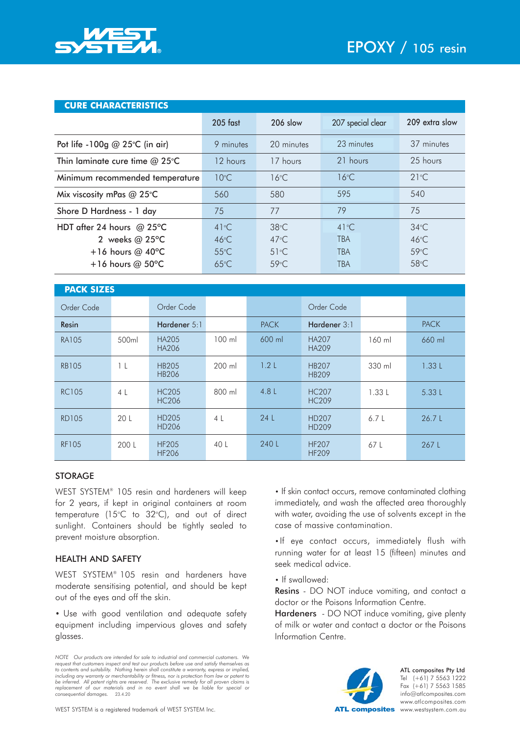# EPOXY / 105 resin

## CURE CHARACTERISTICS

| | 205 fast | 206 slow | 207 special clear | 209 extra slow |
|---|---|---|---|---|
| Pot life -100g @ 25°C (in air) | 9 minutes | 20 minutes | 23 minutes | 37 minutes |
| Thin laminate cure time @ 25°C | 12 hours | 17 hours | 21 hours | 25 hours |
| Minimum recommended temperature | 10°C | 16°C | 16°C | 21°C |
| Mix viscosity mPas @ 25°C | 560 | 580 | 595 | 540 |
| Shore D Hardness - 1 day | 75 | 77 | 79 | 75 |
| HDT after 24 hours @ 25°C | 41°C | 38°C | 41°C | 34°C |
| 2 weeks @ 25°C | 46°C | 47°C | TBA | 46°C |
| +16 hours @ 40°C | 55°C | 51°C | TBA | 59°C |
| +16 hours @ 50°C | 65°C | 59°C | TBA | 58°C |

## PACK SIZES

| Order Code | | Order Code | | | Order Code | | |
|---|---|---|---|---|---|---|---|
| **Resin** | | **Hardener** 5:1 | | PACK | **Hardener** 3:1 | | PACK |
| RA105 | 500ml | HA205 HA206 | 100 ml | 600 ml | HA207 HA209 | 160 ml | 660 ml |
| RB105 | 1 L | HB205 HB206 | 200 ml | 1.2 L | HB207 HB209 | 330 ml | 1.33 L |
| RC105 | 4 L | HC205 HC206 | 800 ml | 4.8 L | HC207 HC209 | 1.33 L | 5.33 L |
| RD105 | 20 L | HD205 HD206 | 4 L | 24 L | HD207 HD209 | 6.7 L | 26.7 L |
| RF105 | 200 L | HF205 HF206 | 40 L | 240 L | HF207 HF209 | 67 L | 267 L |

### STORAGE

WEST SYSTEM® 105 resin and hardeners will keep for 2 years, if kept in original containers at room temperature (15°C to 32°C), and out of direct sunlight. Containers should be tightly sealed to prevent moisture absorption.

### HEALTH AND SAFETY

WEST SYSTEM® 105 resin and hardeners have moderate sensitising potential, and should be kept out of the eyes and off the skin.

- Use with good ventilation and adequate safety equipment including impervious gloves and safety glasses.
- If skin contact occurs, remove contaminated clothing immediately, and wash the affected area thoroughly with water, avoiding the use of solvents except in the case of massive contamination.
- If eye contact occurs, immediately flush with running water for at least 15 (fifteen) minutes and seek medical advice.
- If swallowed:

**Resins** - DO NOT induce vomiting, and contact a doctor or the Poisons Information Centre.
**Hardeners** - DO NOT induce vomiting, give plenty of milk or water and contact a doctor or the Poisons Information Centre.

*NOTE Our products are intended for sale to industrial and commercial customers. We request that customers inspect and test our products before use and satisfy themselves as to contents and suitability. Nothing herein shall constitute a warranty, express or implied, including any warranty or merchantability or fitness, nor is protection from law or patent to be inferred. All patent rights are reserved. The exclusive remedy for all proven claims is replacement of our materials and in no event shall we be liable for special or consequential damages. 23.4.20*

WEST SYSTEM is a registered trademark of WEST SYSTEM Inc.

ATL composites

ATL composites Pty Ltd
Tel (+61) 7 5563 1222
Fax (+61) 7 5563 1585
info@atlcomposites.com
www.atlcomposites.com
www.westsystem.com.au